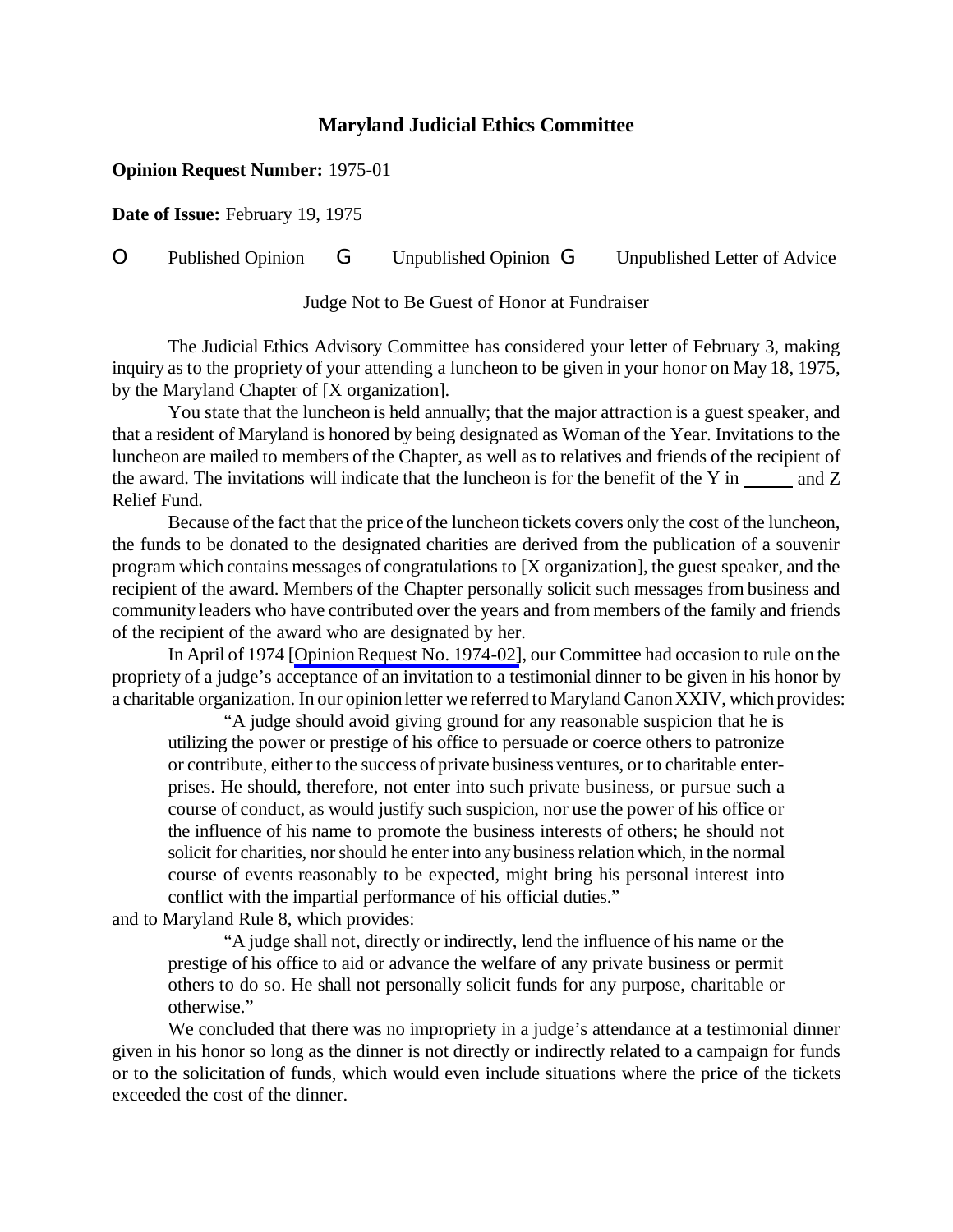## Maryland Judicial Ethics Committee

**Opinion Request Number:** 1975-01

**Date of Issue:** February 19, 1975

O Published Opinion G Unpublished Opinion G Unpublished Letter of Advice

Judge Not to Be Guest of Honor at Fundraiser

The Judicial Ethics Advisory Committee has considered your letter of February 3, making inquiry as to the propriety of your attending a luncheon to be given in your honor on May 18, 1975, by the Maryland Chapter of [X organization].

You state that the luncheon is held annually; that the major attraction is a guest speaker, and that a resident of Maryland is honored by being designated as Woman of the Year. Invitations to the luncheon are mailed to members of the Chapter, as well as to relatives and friends of the recipient of the award. The invitations will indicate that the luncheon is for the benefit of the Y in _____ and Z Relief Fund.

Because of the fact that the price of the luncheon tickets covers only the cost of the luncheon, the funds to be donated to the designated charities are derived from the publication of a souvenir program which contains messages of congratulations to [X organization], the guest speaker, and the recipient of the award. Members of the Chapter personally solicit such messages from business and community leaders who have contributed over the years and from members of the family and friends of the recipient of the award who are designated by her.

In April of 1974 [Opinion Request No. 1974-02], our Committee had occasion to rule on the propriety of a judge's acceptance of an invitation to a testimonial dinner to be given in his honor by a charitable organization. In our opinion letter we referred to Maryland Canon XXIV, which provides:

> "A judge should avoid giving ground for any reasonable suspicion that he is utilizing the power or prestige of his office to persuade or coerce others to patronize or contribute, either to the success of private business ventures, or to charitable enterprises. He should, therefore, not enter into such private business, or pursue such a course of conduct, as would justify such suspicion, nor use the power of his office or the influence of his name to promote the business interests of others; he should not solicit for charities, nor should he enter into any business relation which, in the normal course of events reasonably to be expected, might bring his personal interest into conflict with the impartial performance of his official duties."

and to Maryland Rule 8, which provides:

> "A judge shall not, directly or indirectly, lend the influence of his name or the prestige of his office to aid or advance the welfare of any private business or permit others to do so. He shall not personally solicit funds for any purpose, charitable or otherwise."

We concluded that there was no impropriety in a judge's attendance at a testimonial dinner given in his honor so long as the dinner is not directly or indirectly related to a campaign for funds or to the solicitation of funds, which would even include situations where the price of the tickets exceeded the cost of the dinner.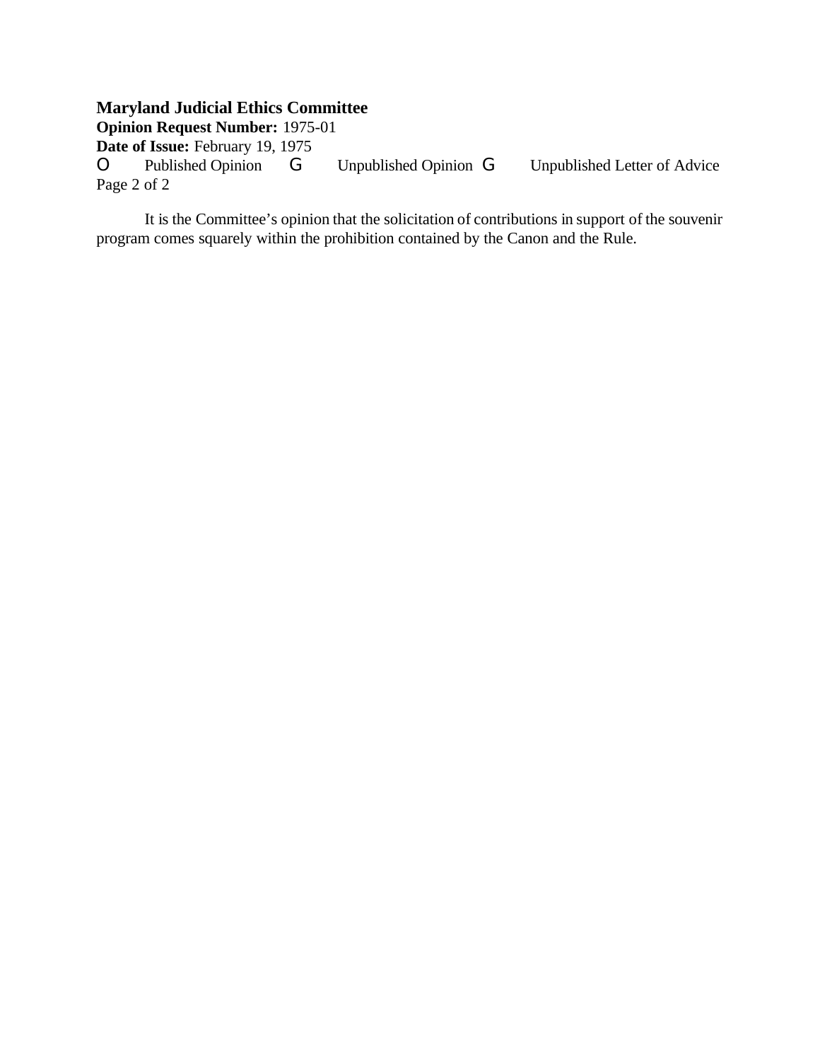It is the Committee's opinion that the solicitation of contributions in support of the souvenir program comes squarely within the prohibition contained by the Canon and the Rule.